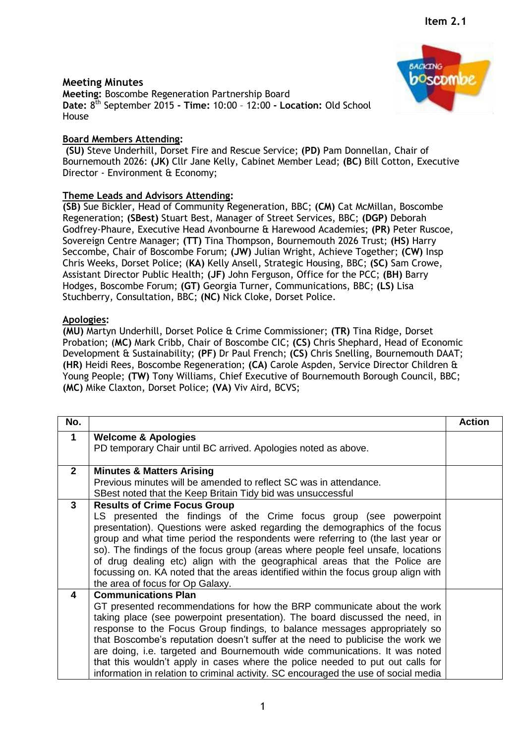Item 2.1

## Meeting Minutes

**Meeting:** Boscombe Regeneration Partnership Board
**Date:** 8th September 2015 **- Time:** 10:00 – 12:00 **- Location:** Old School House

**Board Members Attending:**
**(SU)** Steve Underhill, Dorset Fire and Rescue Service; **(PD)** Pam Donnellan, Chair of Bournemouth 2026: **(JK)** Cllr Jane Kelly, Cabinet Member Lead; **(BC)** Bill Cotton, Executive Director - Environment & Economy;

**Theme Leads and Advisors Attending:**
**(SB)** Sue Bickler, Head of Community Regeneration, BBC; **(CM)** Cat McMillan, Boscombe Regeneration; **(SBest)** Stuart Best, Manager of Street Services, BBC; **(DGP)** Deborah Godfrey-Phaure, Executive Head Avonbourne & Harewood Academies; **(PR)** Peter Ruscoe, Sovereign Centre Manager; **(TT)** Tina Thompson, Bournemouth 2026 Trust; **(HS)** Harry Seccombe, Chair of Boscombe Forum; **(JW)** Julian Wright, Achieve Together; **(CW)** Insp Chris Weeks, Dorset Police; **(KA)** Kelly Ansell, Strategic Housing, BBC; **(SC)** Sam Crowe, Assistant Director Public Health; **(JF)** John Ferguson, Office for the PCC; **(BH)** Barry Hodges, Boscombe Forum; **(GT)** Georgia Turner, Communications, BBC; **(LS)** Lisa Stuchberry, Consultation, BBC; **(NC)** Nick Cloke, Dorset Police.

**Apologies:**
**(MU)** Martyn Underhill, Dorset Police & Crime Commissioner; **(TR)** Tina Ridge, Dorset Probation; **(MC)** Mark Cribb, Chair of Boscombe CIC; **(CS)** Chris Shephard, Head of Economic Development & Sustainability; **(PF)** Dr Paul French; **(CS)** Chris Snelling, Bournemouth DAAT; **(HR)** Heidi Rees, Boscombe Regeneration; **(CA)** Carole Aspden, Service Director Children & Young People; **(TW)** Tony Williams, Chief Executive of Bournemouth Borough Council, BBC; **(MC)** Mike Claxton, Dorset Police; **(VA)** Viv Aird, BCVS;

| No. | | Action |
|---|---|---|
| 1 | **Welcome & Apologies**<br>PD temporary Chair until BC arrived. Apologies noted as above. | |
| 2 | **Minutes & Matters Arising**<br>Previous minutes will be amended to reflect SC was in attendance.<br>SBest noted that the Keep Britain Tidy bid was unsuccessful | |
| 3 | **Results of Crime Focus Group**<br>LS presented the findings of the Crime focus group (see powerpoint presentation). Questions were asked regarding the demographics of the focus group and what time period the respondents were referring to (the last year or so). The findings of the focus group (areas where people feel unsafe, locations of drug dealing etc) align with the geographical areas that the Police are focussing on. KA noted that the areas identified within the focus group align with the area of focus for Op Galaxy. | |
| 4 | **Communications Plan**<br>GT presented recommendations for how the BRP communicate about the work taking place (see powerpoint presentation). The board discussed the need, in response to the Focus Group findings, to balance messages appropriately so that Boscombe's reputation doesn't suffer at the need to publicise the work we are doing, i.e. targeted and Bournemouth wide communications. It was noted that this wouldn't apply in cases where the police needed to put out calls for information in relation to criminal activity. SC encouraged the use of social media | |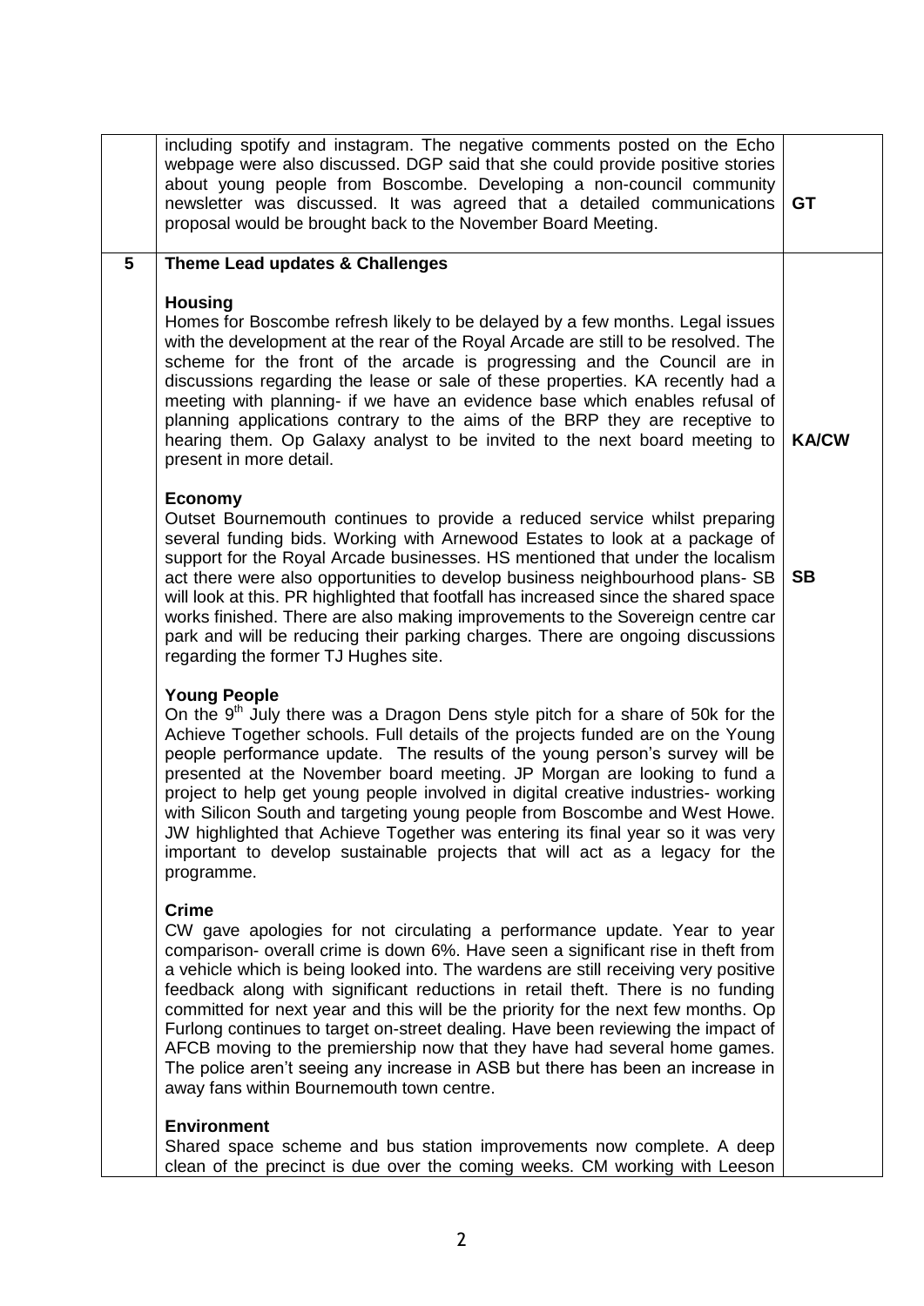| | | |
|---|---|---|
| | including spotify and instagram. The negative comments posted on the Echo webpage were also discussed. DGP said that she could provide positive stories about young people from Boscombe. Developing a non-council community newsletter was discussed. It was agreed that a detailed communications proposal would be brought back to the November Board Meeting. | **GT** |
| **5** | **Theme Lead updates & Challenges**<br><br>**Housing**<br>Homes for Boscombe refresh likely to be delayed by a few months. Legal issues with the development at the rear of the Royal Arcade are still to be resolved. The scheme for the front of the arcade is progressing and the Council are in discussions regarding the lease or sale of these properties. KA recently had a meeting with planning- if we have an evidence base which enables refusal of planning applications contrary to the aims of the BRP they are receptive to hearing them. Op Galaxy analyst to be invited to the next board meeting to present in more detail.<br><br>**Economy**<br>Outset Bournemouth continues to provide a reduced service whilst preparing several funding bids. Working with Arnewood Estates to look at a package of support for the Royal Arcade businesses. HS mentioned that under the localism act there were also opportunities to develop business neighbourhood plans- SB will look at this. PR highlighted that footfall has increased since the shared space works finished. There are also making improvements to the Sovereign centre car park and will be reducing their parking charges. There are ongoing discussions regarding the former TJ Hughes site.<br><br>**Young People**<br>On the 9th July there was a Dragon Dens style pitch for a share of 50k for the Achieve Together schools. Full details of the projects funded are on the Young people performance update. The results of the young person's survey will be presented at the November board meeting. JP Morgan are looking to fund a project to help get young people involved in digital creative industries- working with Silicon South and targeting young people from Boscombe and West Howe. JW highlighted that Achieve Together was entering its final year so it was very important to develop sustainable projects that will act as a legacy for the programme.<br><br>**Crime**<br>CW gave apologies for not circulating a performance update. Year to year comparison- overall crime is down 6%. Have seen a significant rise in theft from a vehicle which is being looked into. The wardens are still receiving very positive feedback along with significant reductions in retail theft. There is no funding committed for next year and this will be the priority for the next few months. Op Furlong continues to target on-street dealing. Have been reviewing the impact of AFCB moving to the premiership now that they have had several home games. The police aren't seeing any increase in ASB but there has been an increase in away fans within Bournemouth town centre.<br><br>**Environment**<br>Shared space scheme and bus station improvements now complete. A deep clean of the precinct is due over the coming weeks. CM working with Leeson | **KA/CW**<br><br>**SB** |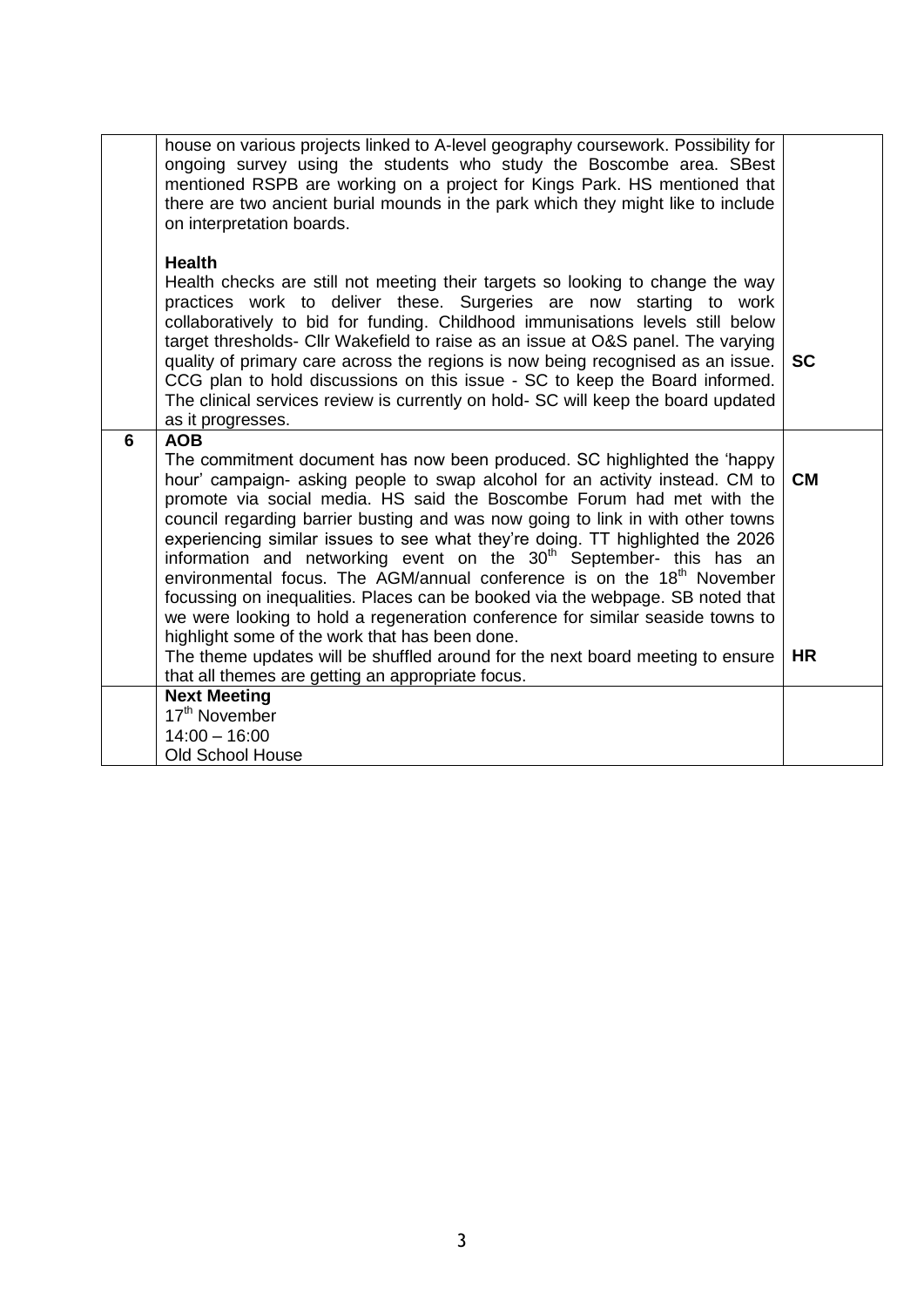| | | |
|---|---|---|
| | house on various projects linked to A-level geography coursework. Possibility for ongoing survey using the students who study the Boscombe area. SBest mentioned RSPB are working on a project for Kings Park. HS mentioned that there are two ancient burial mounds in the park which they might like to include on interpretation boards.<br><br>**Health**<br>Health checks are still not meeting their targets so looking to change the way practices work to deliver these. Surgeries are now starting to work collaboratively to bid for funding. Childhood immunisations levels still below target thresholds- Cllr Wakefield to raise as an issue at O&S panel. The varying quality of primary care across the regions is now being recognised as an issue. CCG plan to hold discussions on this issue - SC to keep the Board informed. The clinical services review is currently on hold- SC will keep the board updated as it progresses. | **SC** |
| **6** | **AOB**<br>The commitment document has now been produced. SC highlighted the 'happy hour' campaign- asking people to swap alcohol for an activity instead. CM to promote via social media. HS said the Boscombe Forum had met with the council regarding barrier busting and was now going to link in with other towns experiencing similar issues to see what they're doing. TT highlighted the 2026 information and networking event on the 30th September- this has an environmental focus. The AGM/annual conference is on the 18th November focussing on inequalities. Places can be booked via the webpage. SB noted that we were looking to hold a regeneration conference for similar seaside towns to highlight some of the work that has been done.<br>The theme updates will be shuffled around for the next board meeting to ensure that all themes are getting an appropriate focus. | **CM**<br><br>**HR** |
| | **Next Meeting**<br>17th November<br>14:00 – 16:00<br>Old School House | |